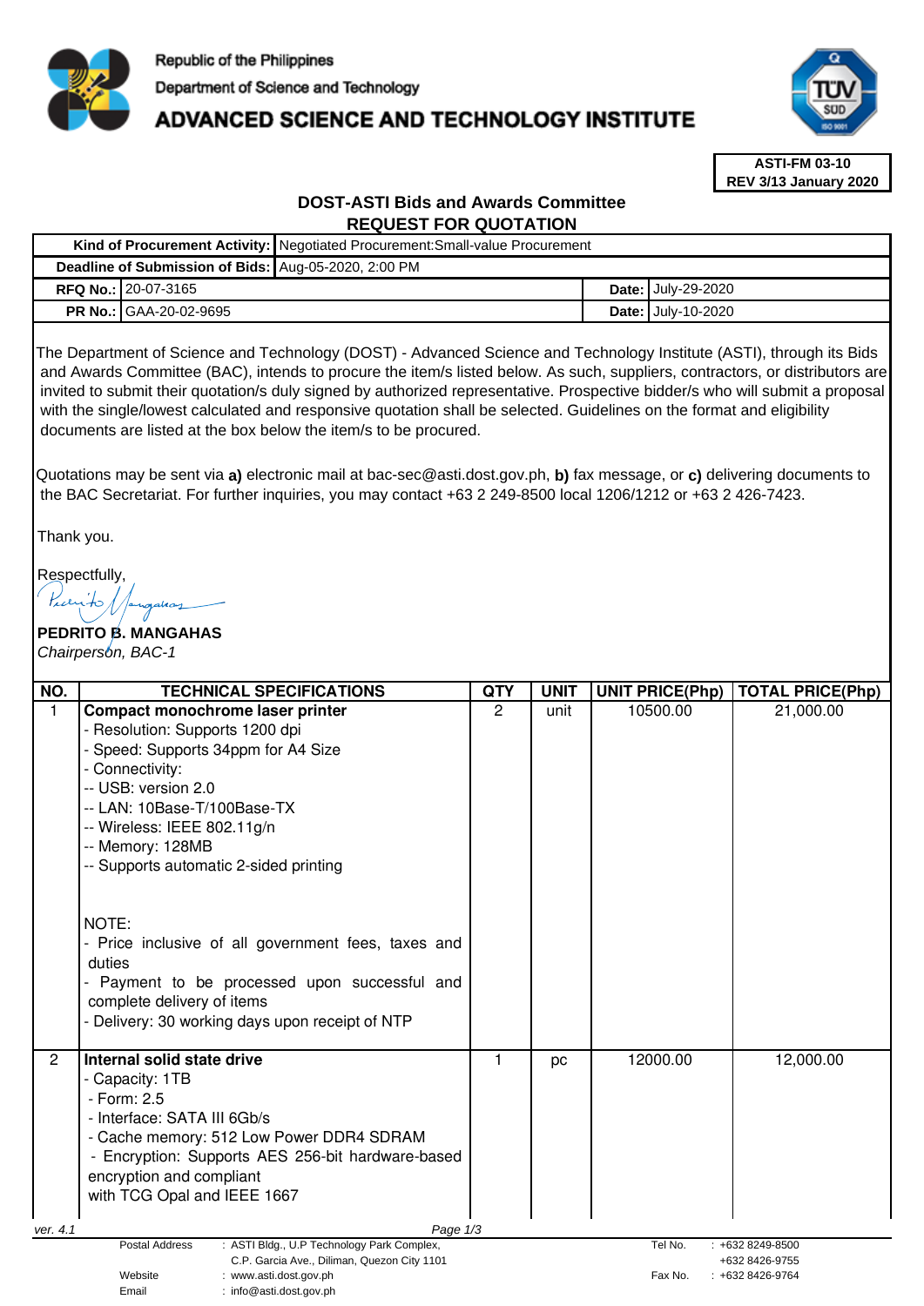Republic of the Philippines
Department of Science and Technology
# ADVANCED SCIENCE AND TECHNOLOGY INSTITUTE

**ASTI-FM 03-10**
**REV 3/13 January 2020**

## DOST-ASTI Bids and Awards Committee
## REQUEST FOR QUOTATION

| | | | |
|---|---|---|---|
| **Kind of Procurement Activity:** | Negotiated Procurement:Small-value Procurement | | |
| **Deadline of Submission of Bids:** | Aug-05-2020, 2:00 PM | | |
| **RFQ No.:** | 20-07-3165 | **Date:** | July-29-2020 |
| **PR No.:** | GAA-20-02-9695 | **Date:** | July-10-2020 |

The Department of Science and Technology (DOST) - Advanced Science and Technology Institute (ASTI), through its Bids and Awards Committee (BAC), intends to procure the item/s listed below. As such, suppliers, contractors, or distributors are invited to submit their quotation/s duly signed by authorized representative. Prospective bidder/s who will submit a proposal with the single/lowest calculated and responsive quotation shall be selected. Guidelines on the format and eligibility documents are listed at the box below the item/s to be procured.

Quotations may be sent via **a)** electronic mail at bac-sec@asti.dost.gov.ph, **b)** fax message, or **c)** delivering documents to the BAC Secretariat. For further inquiries, you may contact +63 2 249-8500 local 1206/1212 or +63 2 426-7423.

Thank you.

Respectfully,

**PEDRITO B. MANGAHAS**
*Chairperson, BAC-1*

| NO. | TECHNICAL SPECIFICATIONS | QTY | UNIT | UNIT PRICE(Php) | TOTAL PRICE(Php) |
|---|---|---|---|---|---|
| 1 | **Compact monochrome laser printer**<br>- Resolution: Supports 1200 dpi<br>- Speed: Supports 34ppm for A4 Size<br>- Connectivity:<br>-- USB: version 2.0<br>-- LAN: 10Base-T/100Base-TX<br>-- Wireless: IEEE 802.11g/n<br>-- Memory: 128MB<br>-- Supports automatic 2-sided printing<br><br>NOTE:<br>- Price inclusive of all government fees, taxes and duties<br>- Payment to be processed upon successful and complete delivery of items<br>- Delivery: 30 working days upon receipt of NTP | 2 | unit | 10500.00 | 21,000.00 |
| 2 | **Internal solid state drive**<br>- Capacity: 1TB<br>- Form: 2.5<br>- Interface: SATA III 6Gb/s<br>- Cache memory: 512 Low Power DDR4 SDRAM<br>- Encryption: Supports AES 256-bit hardware-based encryption and compliant with TCG Opal and IEEE 1667 | 1 | pc | 12000.00 | 12,000.00 |

ver. 4.1

Postal Address : ASTI Bldg., U.P Technology Park Complex, C.P. Garcia Ave., Diliman, Quezon City 1101
Website : www.asti.dost.gov.ph
Email : info@asti.dost.gov.ph
Tel No. : +632 8249-8500, +632 8426-9755
Fax No. : +632 8426-9764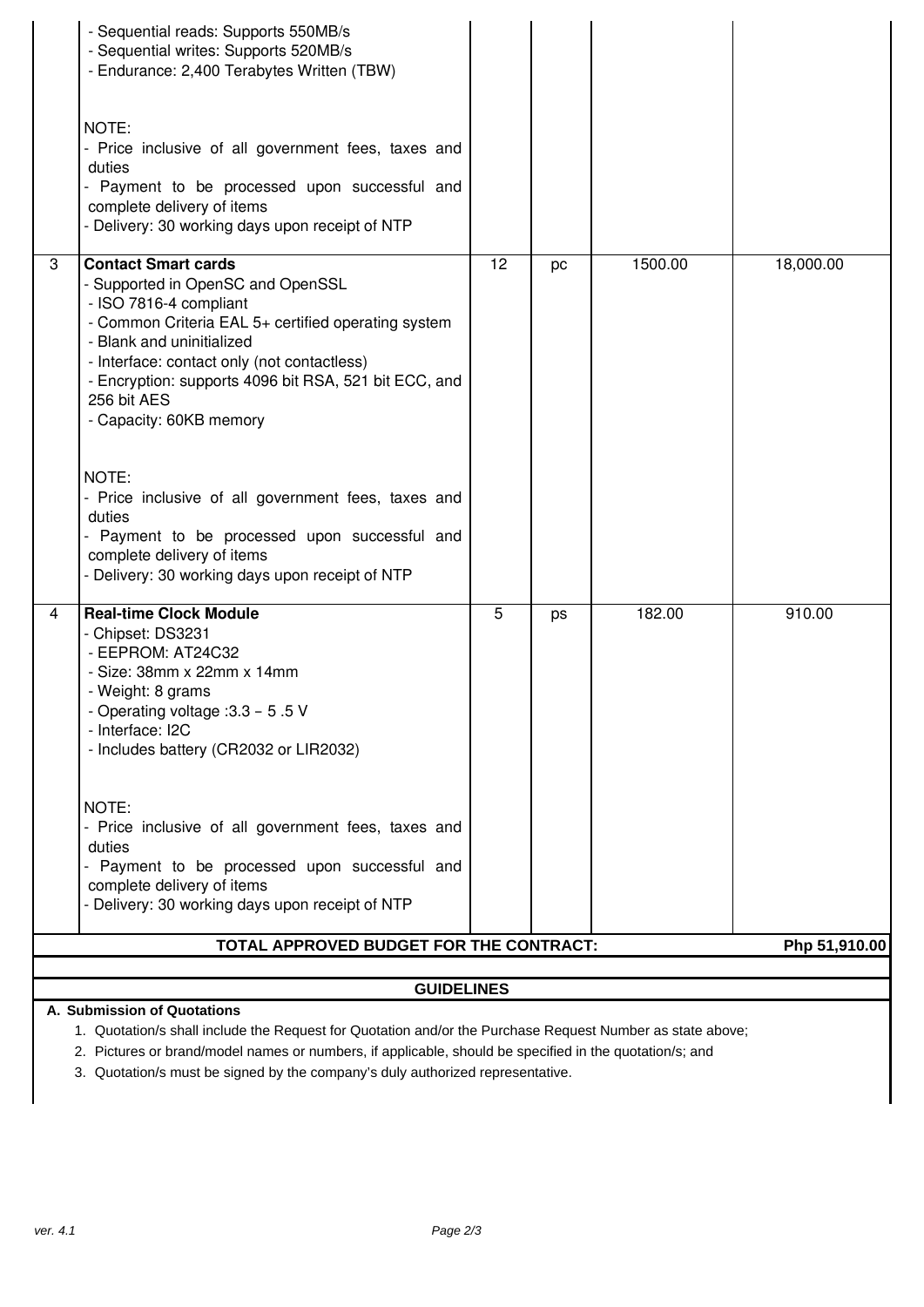| | | | | | |
|---|---|---|---|---|---|
| | - Sequential reads: Supports 550MB/s<br>- Sequential writes: Supports 520MB/s<br>- Endurance: 2,400 Terabytes Written (TBW)<br><br>NOTE:<br>- Price inclusive of all government fees, taxes and duties<br>- Payment to be processed upon successful and complete delivery of items<br>- Delivery: 30 working days upon receipt of NTP | | | | |
| 3 | **Contact Smart cards**<br>- Supported in OpenSC and OpenSSL<br>- ISO 7816-4 compliant<br>- Common Criteria EAL 5+ certified operating system<br>- Blank and uninitialized<br>- Interface: contact only (not contactless)<br>- Encryption: supports 4096 bit RSA, 521 bit ECC, and 256 bit AES<br>- Capacity: 60KB memory<br><br>NOTE:<br>- Price inclusive of all government fees, taxes and duties<br>- Payment to be processed upon successful and complete delivery of items<br>- Delivery: 30 working days upon receipt of NTP | 12 | pc | 1500.00 | 18,000.00 |
| 4 | **Real-time Clock Module**<br>- Chipset: DS3231<br>- EEPROM: AT24C32<br>- Size: 38mm x 22mm x 14mm<br>- Weight: 8 grams<br>- Operating voltage :3.3 – 5 .5 V<br>- Interface: I2C<br>- Includes battery (CR2032 or LIR2032)<br><br>NOTE:<br>- Price inclusive of all government fees, taxes and duties<br>- Payment to be processed upon successful and complete delivery of items<br>- Delivery: 30 working days upon receipt of NTP | 5 | ps | 182.00 | 910.00 |
| | **TOTAL APPROVED BUDGET FOR THE CONTRACT:** | | | | **Php 51,910.00** |

**GUIDELINES**

**A. Submission of Quotations**

1. Quotation/s shall include the Request for Quotation and/or the Purchase Request Number as state above;
2. Pictures or brand/model names or numbers, if applicable, should be specified in the quotation/s; and
3. Quotation/s must be signed by the company's duly authorized representative.

ver. 4.1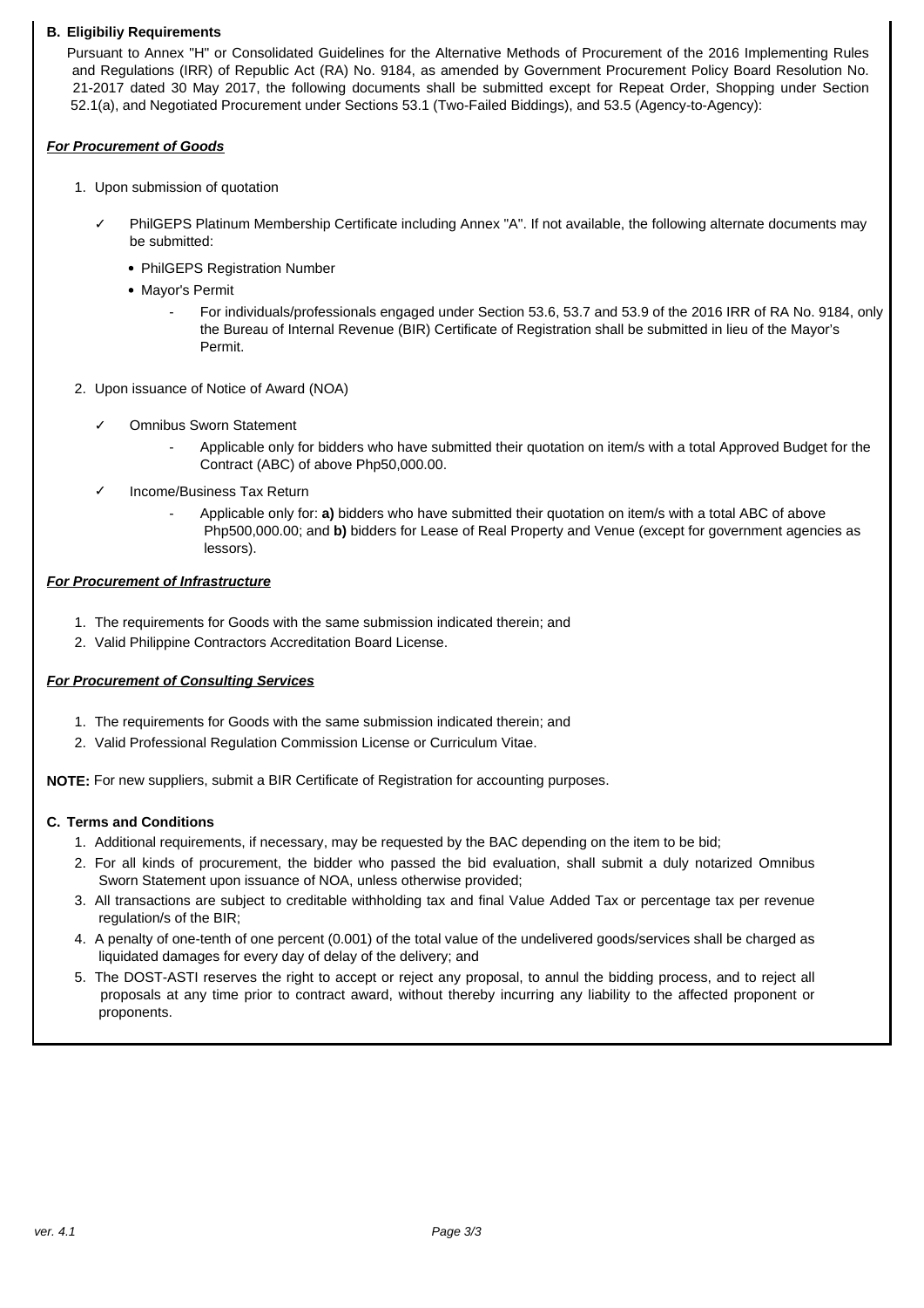### B. Eligibiliy Requirements

Pursuant to Annex "H" or Consolidated Guidelines for the Alternative Methods of Procurement of the 2016 Implementing Rules and Regulations (IRR) of Republic Act (RA) No. 9184, as amended by Government Procurement Policy Board Resolution No. 21-2017 dated 30 May 2017, the following documents shall be submitted except for Repeat Order, Shopping under Section 52.1(a), and Negotiated Procurement under Sections 53.1 (Two-Failed Biddings), and 53.5 (Agency-to-Agency):

***For Procurement of Goods***

1. Upon submission of quotation
   - ✓ PhilGEPS Platinum Membership Certificate including Annex "A". If not available, the following alternate documents may be submitted:
     - PhilGEPS Registration Number
     - Mayor's Permit
       - For individuals/professionals engaged under Section 53.6, 53.7 and 53.9 of the 2016 IRR of RA No. 9184, only the Bureau of Internal Revenue (BIR) Certificate of Registration shall be submitted in lieu of the Mayor's Permit.
2. Upon issuance of Notice of Award (NOA)
   - ✓ Omnibus Sworn Statement
     - Applicable only for bidders who have submitted their quotation on item/s with a total Approved Budget for the Contract (ABC) of above Php50,000.00.
   - ✓ Income/Business Tax Return
     - Applicable only for: **a)** bidders who have submitted their quotation on item/s with a total ABC of above Php500,000.00; and **b)** bidders for Lease of Real Property and Venue (except for government agencies as lessors).

***For Procurement of Infrastructure***

1. The requirements for Goods with the same submission indicated therein; and
2. Valid Philippine Contractors Accreditation Board License.

***For Procurement of Consulting Services***

1. The requirements for Goods with the same submission indicated therein; and
2. Valid Professional Regulation Commission License or Curriculum Vitae.

**NOTE:** For new suppliers, submit a BIR Certificate of Registration for accounting purposes.

### C. Terms and Conditions

1. Additional requirements, if necessary, may be requested by the BAC depending on the item to be bid;
2. For all kinds of procurement, the bidder who passed the bid evaluation, shall submit a duly notarized Omnibus Sworn Statement upon issuance of NOA, unless otherwise provided;
3. All transactions are subject to creditable withholding tax and final Value Added Tax or percentage tax per revenue regulation/s of the BIR;
4. A penalty of one-tenth of one percent (0.001) of the total value of the undelivered goods/services shall be charged as liquidated damages for every day of delay of the delivery; and
5. The DOST-ASTI reserves the right to accept or reject any proposal, to annul the bidding process, and to reject all proposals at any time prior to contract award, without thereby incurring any liability to the affected proponent or proponents.